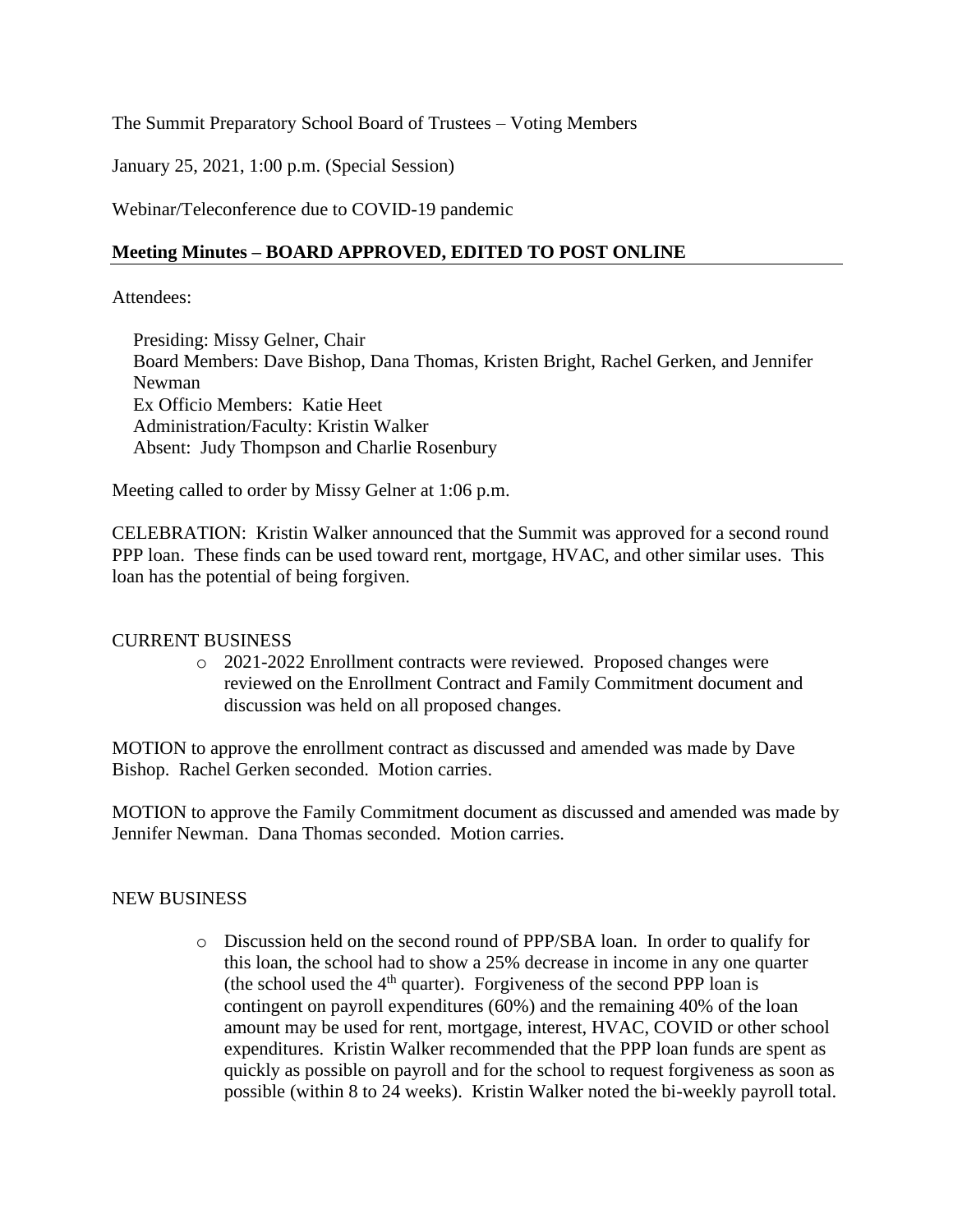The Summit Preparatory School Board of Trustees – Voting Members

January 25, 2021, 1:00 p.m. (Special Session)

Webinar/Teleconference due to COVID-19 pandemic

**Meeting Minutes – BOARD APPROVED, EDITED TO POST ONLINE**

Attendees:

Presiding: Missy Gelner, Chair
Board Members: Dave Bishop, Dana Thomas, Kristen Bright, Rachel Gerken, and Jennifer Newman
Ex Officio Members: Katie Heet
Administration/Faculty: Kristin Walker
Absent: Judy Thompson and Charlie Rosenbury

Meeting called to order by Missy Gelner at 1:06 p.m.

CELEBRATION: Kristin Walker announced that the Summit was approved for a second round PPP loan. These finds can be used toward rent, mortgage, HVAC, and other similar uses. This loan has the potential of being forgiven.

CURRENT BUSINESS

- 2021-2022 Enrollment contracts were reviewed. Proposed changes were reviewed on the Enrollment Contract and Family Commitment document and discussion was held on all proposed changes.

MOTION to approve the enrollment contract as discussed and amended was made by Dave Bishop. Rachel Gerken seconded. Motion carries.

MOTION to approve the Family Commitment document as discussed and amended was made by Jennifer Newman. Dana Thomas seconded. Motion carries.

NEW BUSINESS

- Discussion held on the second round of PPP/SBA loan. In order to qualify for this loan, the school had to show a 25% decrease in income in any one quarter (the school used the 4th quarter). Forgiveness of the second PPP loan is contingent on payroll expenditures (60%) and the remaining 40% of the loan amount may be used for rent, mortgage, interest, HVAC, COVID or other school expenditures. Kristin Walker recommended that the PPP loan funds are spent as quickly as possible on payroll and for the school to request forgiveness as soon as possible (within 8 to 24 weeks). Kristin Walker noted the bi-weekly payroll total.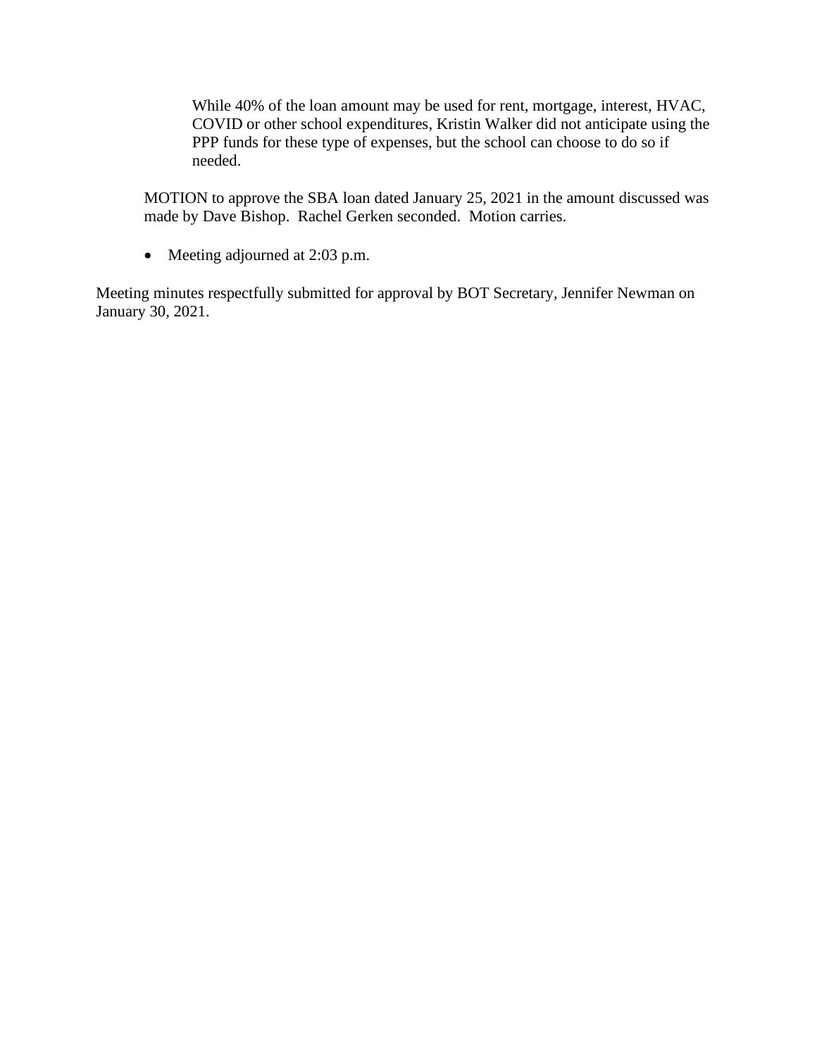While 40% of the loan amount may be used for rent, mortgage, interest, HVAC, COVID or other school expenditures, Kristin Walker did not anticipate using the PPP funds for these type of expenses, but the school can choose to do so if needed.

MOTION to approve the SBA loan dated January 25, 2021 in the amount discussed was made by Dave Bishop. Rachel Gerken seconded. Motion carries.

- Meeting adjourned at 2:03 p.m.

Meeting minutes respectfully submitted for approval by BOT Secretary, Jennifer Newman on January 30, 2021.